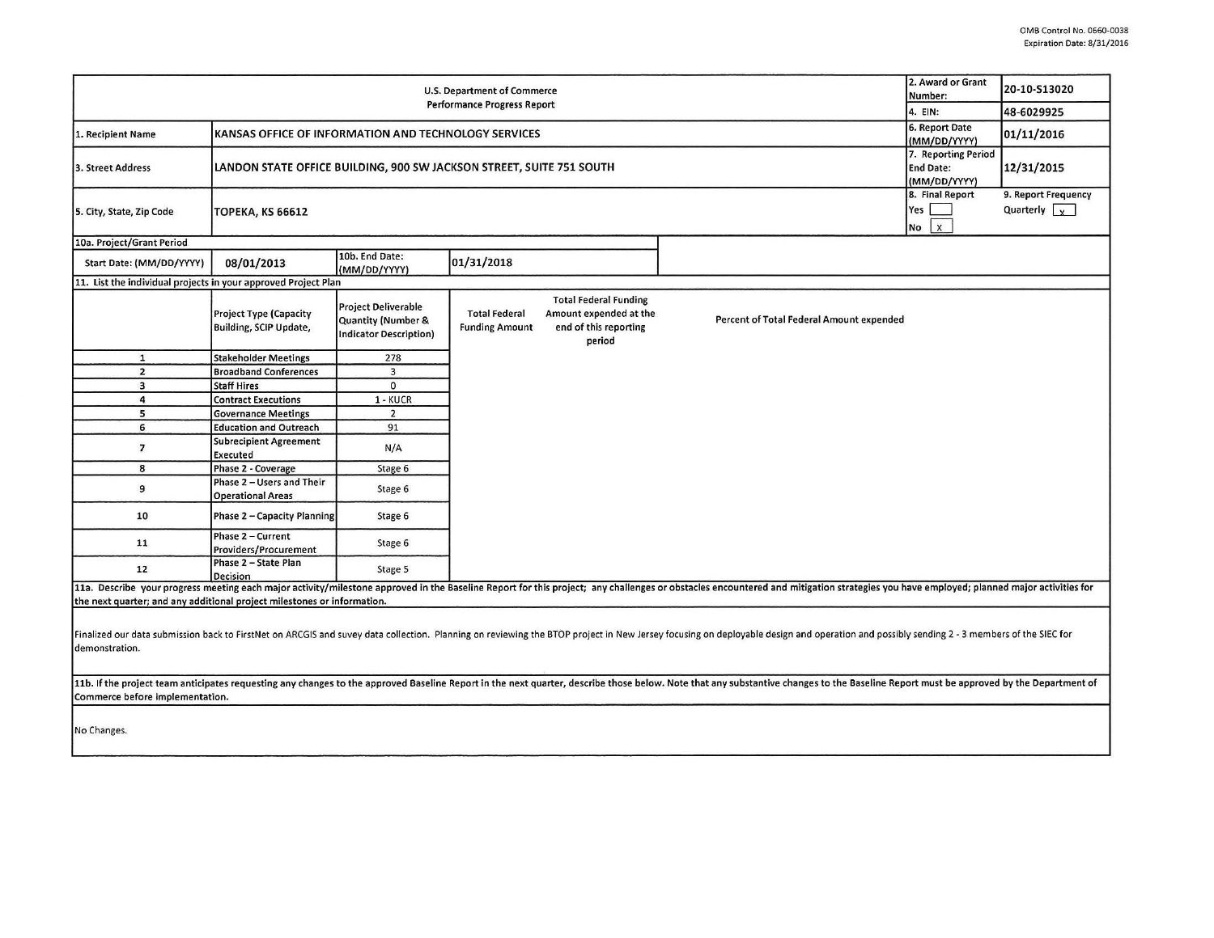OMB Control No. 0660-0038
Expiration Date: 8/31/2016

| U.S. Department of Commerce Performance Progress Report | | 2. Award or Grant Number: | 20-10-S13020 |
|---|---|---|---|
| | | 4. EIN: | 48-6029925 |
| 1. Recipient Name | KANSAS OFFICE OF INFORMATION AND TECHNOLOGY SERVICES | 6. Report Date (MM/DD/YYYY) | 01/11/2016 |
| 3. Street Address | LANDON STATE OFFICE BUILDING, 900 SW JACKSON STREET, SUITE 751 SOUTH | 7. Reporting Period End Date: (MM/DD/YYYY) | 12/31/2015 |
| 5. City, State, Zip Code | TOPEKA, KS 66612 | 8. Final Report Yes [ ] No [X] | 9. Report Frequency Quarterly [x] |

**10a. Project/Grant Period**

| Start Date: (MM/DD/YYYY) | 08/01/2013 | 10b. End Date: (MM/DD/YYYY) | 01/31/2018 |
|---|---|---|---|

**11. List the individual projects in your approved Project Plan**

| | Project Type (Capacity Building, SCIP Update, | Project Deliverable Quantity (Number & Indicator Description) | Total Federal Funding Amount | Total Federal Funding Amount expended at the end of this reporting period | Percent of Total Federal Amount expended |
|---|---|---|---|---|---|
| 1 | Stakeholder Meetings | 278 | | | |
| 2 | Broadband Conferences | 3 | | | |
| 3 | Staff Hires | 0 | | | |
| 4 | Contract Executions | 1 - KUCR | | | |
| 5 | Governance Meetings | 2 | | | |
| 6 | Education and Outreach | 91 | | | |
| 7 | Subrecipient Agreement Executed | N/A | | | |
| 8 | Phase 2 - Coverage | Stage 6 | | | |
| 9 | Phase 2 – Users and Their Operational Areas | Stage 6 | | | |
| 10 | Phase 2 – Capacity Planning | Stage 6 | | | |
| 11 | Phase 2 – Current Providers/Procurement | Stage 6 | | | |
| 12 | Phase 2 – State Plan Decision | Stage 5 | | | |

**11a. Describe your progress meeting each major activity/milestone approved in the Baseline Report for this project; any challenges or obstacles encountered and mitigation strategies you have employed; planned major activities for the next quarter; and any additional project milestones or information.**

Finalized our data submission back to FirstNet on ARCGIS and suvey data collection. Planning on reviewing the BTOP project in New Jersey focusing on deployable design and operation and possibly sending 2 - 3 members of the SIEC for demonstration.

**11b. If the project team anticipates requesting any changes to the approved Baseline Report in the next quarter, describe those below. Note that any substantive changes to the Baseline Report must be approved by the Department of Commerce before implementation.**

No Changes.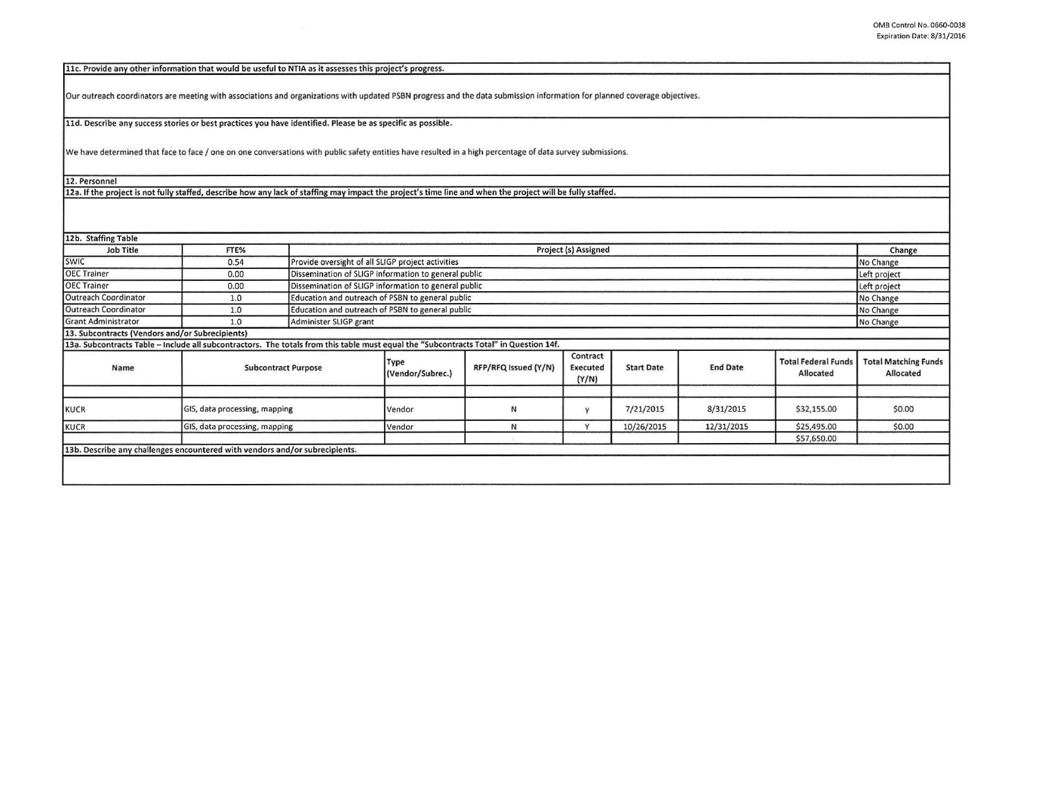**11c. Provide any other information that would be useful to NTIA as it assesses this project's progress.**

Our outreach coordinators are meeting with associations and organizations with updated PSBN progress and the data submission information for planned coverage objectives.

**11d. Describe any success stories or best practices you have identified. Please be as specific as possible.**

We have determined that face to face / one on one conversations with public safety entities have resulted in a high percentage of data survey submissions.

**12. Personnel**

**12a. If the project is not fully staffed, describe how any lack of staffing may impact the project's time line and when the project will be fully staffed.**

**12b. Staffing Table**

| Job Title | FTE% | Project (s) Assigned | Change |
|---|---|---|---|
| SWIC | 0.54 | Provide oversight of all SLIGP project activities | No Change |
| OEC Trainer | 0.00 | Dissemination of SLIGP information to general public | Left project |
| OEC Trainer | 0.00 | Dissemination of SLIGP information to general public | Left project |
| Outreach Coordinator | 1.0 | Education and outreach of PSBN to general public | No Change |
| Outreach Coordinator | 1.0 | Education and outreach of PSBN to general public | No Change |
| Grant Administrator | 1.0 | Administer SLIGP grant | No Change |

**13. Subcontracts (Vendors and/or Subrecipients)**

**13a. Subcontracts Table – Include all subcontractors. The totals from this table must equal the "Subcontracts Total" in Question 14f.**

| Name | Subcontract Purpose | Type (Vendor/Subrec.) | RFP/RFQ Issued (Y/N) | Contract Executed (Y/N) | Start Date | End Date | Total Federal Funds Allocated | Total Matching Funds Allocated |
|---|---|---|---|---|---|---|---|---|
| | | | | | | | | |
| KUCR | GIS, data processing, mapping | Vendor | N | y | 7/21/2015 | 8/31/2015 | $32,155.00 | $0.00 |
| KUCR | GIS, data processing, mapping | Vendor | N | Y | 10/26/2015 | 12/31/2015 | $25,495.00 | $0.00 |
| | | | | | | | $57,650.00 | |

**13b. Describe any challenges encountered with vendors and/or subrecipients.**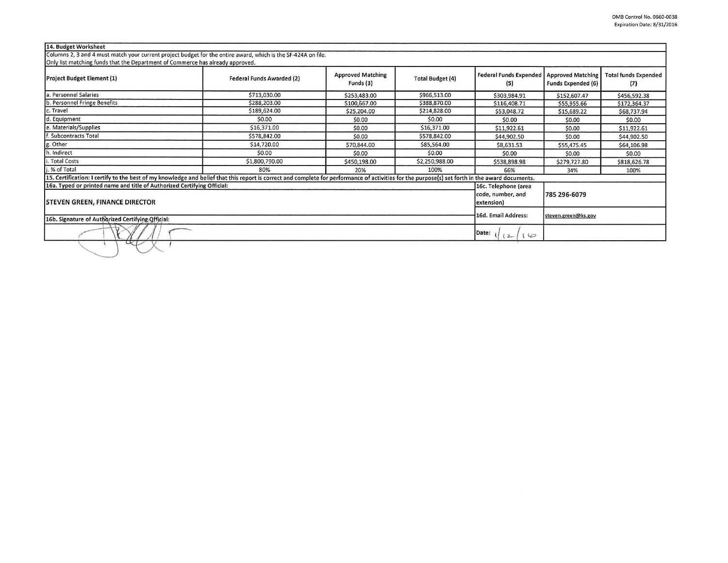OMB Control No. 0660-0038
Expiration Date: 8/31/2016

**14. Budget Worksheet**

Columns 2, 3 and 4 must match your current project budget for the entire award, which is the SF-424A on file.
Only list matching funds that the Department of Commerce has already approved.

| Project Budget Element (1) | Federal Funds Awarded (2) | Approved Matching Funds (3) | Total Budget (4) | Federal Funds Expended (5) | Approved Matching Funds Expended (6) | Total funds Expended (7) |
|---|---|---|---|---|---|---|
| a. Personnel Salaries | $713,030.00 | $253,483.00 | $966,513.00 | $303,984.91 | $152,607.47 | $456,592.38 |
| b. Personnel Fringe Benefits | $288,203.00 | $100,667.00 | $388,870.00 | $116,408.71 | $55,955.66 | $172,364.37 |
| c. Travel | $189,624.00 | $25,204.00 | $214,828.00 | $53,048.72 | $15,689.22 | $68,737.94 |
| d. Equipment | $0.00 | $0.00 | $0.00 | $0.00 | $0.00 | $0.00 |
| e. Materials/Supplies | $16,371.00 | $0.00 | $16,371.00 | $11,922.61 | $0.00 | $11,922.61 |
| f. Subcontracts Total | $578,842.00 | $0.00 | $578,842.00 | $44,902.50 | $0.00 | $44,902.50 |
| g. Other | $14,720.00 | $70,844.00 | $85,564.00 | $8,631.53 | $55,475.45 | $64,106.98 |
| h. Indirect | $0.00 | $0.00 | $0.00 | $0.00 | $0.00 | $0.00 |
| i. Total Costs | $1,800,790.00 | $450,198.00 | $2,250,988.00 | $538,898.98 | $279,727.80 | $818,626.78 |
| j. % of Total | 80% | 20% | 100% | 66% | 34% | 100% |

**15. Certification: I certify to the best of my knowledge and belief that this report is correct and complete for performance of activities for the purpose(s) set forth in the award documents.**

| | | |
|---|---|---|
| **16a. Typed or printed name and title of Authorized Certifying Official:** STEVEN GREEN, FINANCE DIRECTOR | 16c. Telephone (area code, number, and extension) | 785 296-6079 |
| **16b. Signature of Authorized Certifying Official:** | 16d. Email Address: | steven.green@ks.gov |
| | Date: 1/12/16 | |